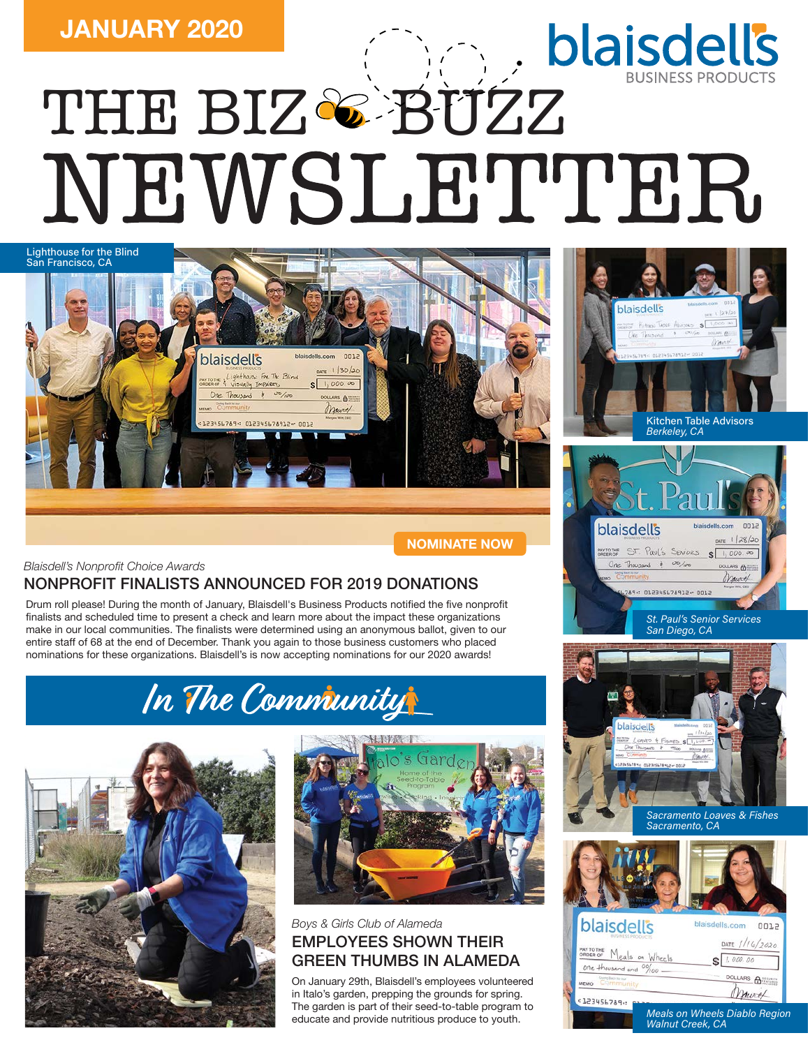JANUARY 2020

blaisdells BUSINESS PRODUCTS

# THE BIZ BUZZ NEWSLETTER

Lighthouse for the Blind
San Francisco, CA

NOMINATE NOW

*Blaisdell's Nonprofit Choice Awards*

## NONPROFIT FINALISTS ANNOUNCED FOR 2019 DONATIONS

Drum roll please! During the month of January, Blaisdell's Business Products notified the five nonprofit finalists and scheduled time to present a check and learn more about the impact these organizations make in our local communities. The finalists were determined using an anonymous ballot, given to our entire staff of 68 at the end of December. Thank you again to those business customers who placed nominations for these organizations. Blaisdell's is now accepting nominations for our 2020 awards!

Kitchen Table Advisors
*Berkeley, CA*

*St. Paul's Senior Services*
*San Diego, CA*

*Sacramento Loaves & Fishes*
*Sacramento, CA*

*Meals on Wheels Diablo Region*
*Walnut Creek, CA*

## In The Community

*Boys & Girls Club of Alameda*

### EMPLOYEES SHOWN THEIR GREEN THUMBS IN ALAMEDA

On January 29th, Blaisdell's employees volunteered in Italo's garden, prepping the grounds for spring. The garden is part of their seed-to-table program to educate and provide nutritious produce to youth.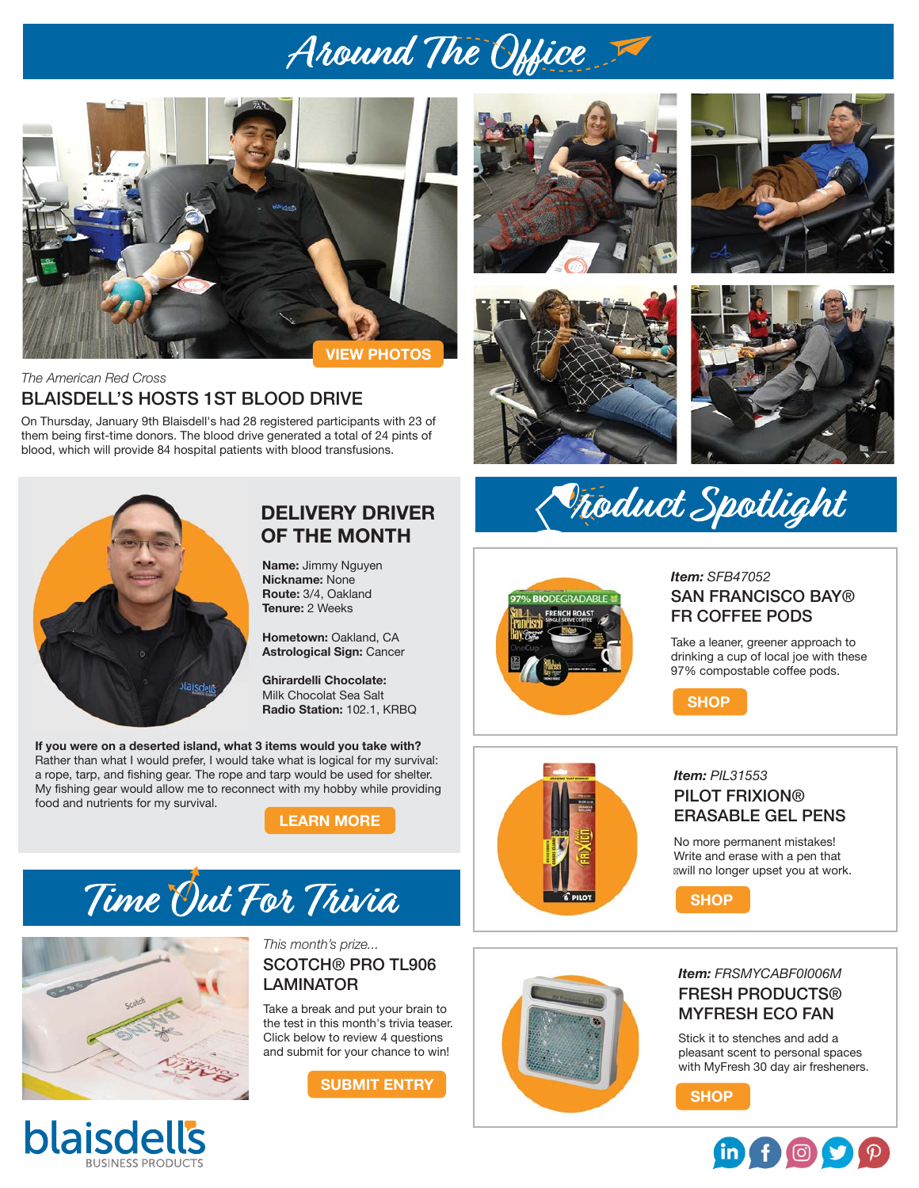# Around The Office

VIEW PHOTOS

*The American Red Cross*

## BLAISDELL'S HOSTS 1ST BLOOD DRIVE

On Thursday, January 9th Blaisdell's had 28 registered participants with 23 of them being first-time donors. The blood drive generated a total of 24 pints of blood, which will provide 84 hospital patients with blood transfusions.

## DELIVERY DRIVER OF THE MONTH

**Name:** Jimmy Nguyen
**Nickname:** None
**Route:** 3/4, Oakland
**Tenure:** 2 Weeks

**Hometown:** Oakland, CA
**Astrological Sign:** Cancer

**Ghirardelli Chocolate:** Milk Chocolat Sea Salt
**Radio Station:** 102.1, KRBQ

**If you were on a deserted island, what 3 items would you take with?**
Rather than what I would prefer, I would take what is logical for my survival: a rope, tarp, and fishing gear. The rope and tarp would be used for shelter. My fishing gear would allow me to reconnect with my hobby while providing food and nutrients for my survival.

LEARN MORE

# Time Out For Trivia

*This month's prize...*

### SCOTCH® PRO TL906 LAMINATOR

Take a break and put your brain to the test in this month's trivia teaser. Click below to review 4 questions and submit for your chance to win!

SUBMIT ENTRY

# Product Spotlight

***Item:*** *SFB47052*

### SAN FRANCISCO BAY® FR COFFEE PODS

Take a leaner, greener approach to drinking a cup of local joe with these 97% compostable coffee pods.

SHOP

***Item:*** *PIL31553*

### PILOT FRIXION® ERASABLE GEL PENS

No more permanent mistakes! Write and erase with a pen that will no longer upset you at work.

SHOP

***Item:*** *FRSMYCABF0I006M*

### FRESH PRODUCTS® MYFRESH ECO FAN

Stick it to stenches and add a pleasant scent to personal spaces with MyFresh 30 day air fresheners.

SHOP

blaisdells BUSINESS PRODUCTS